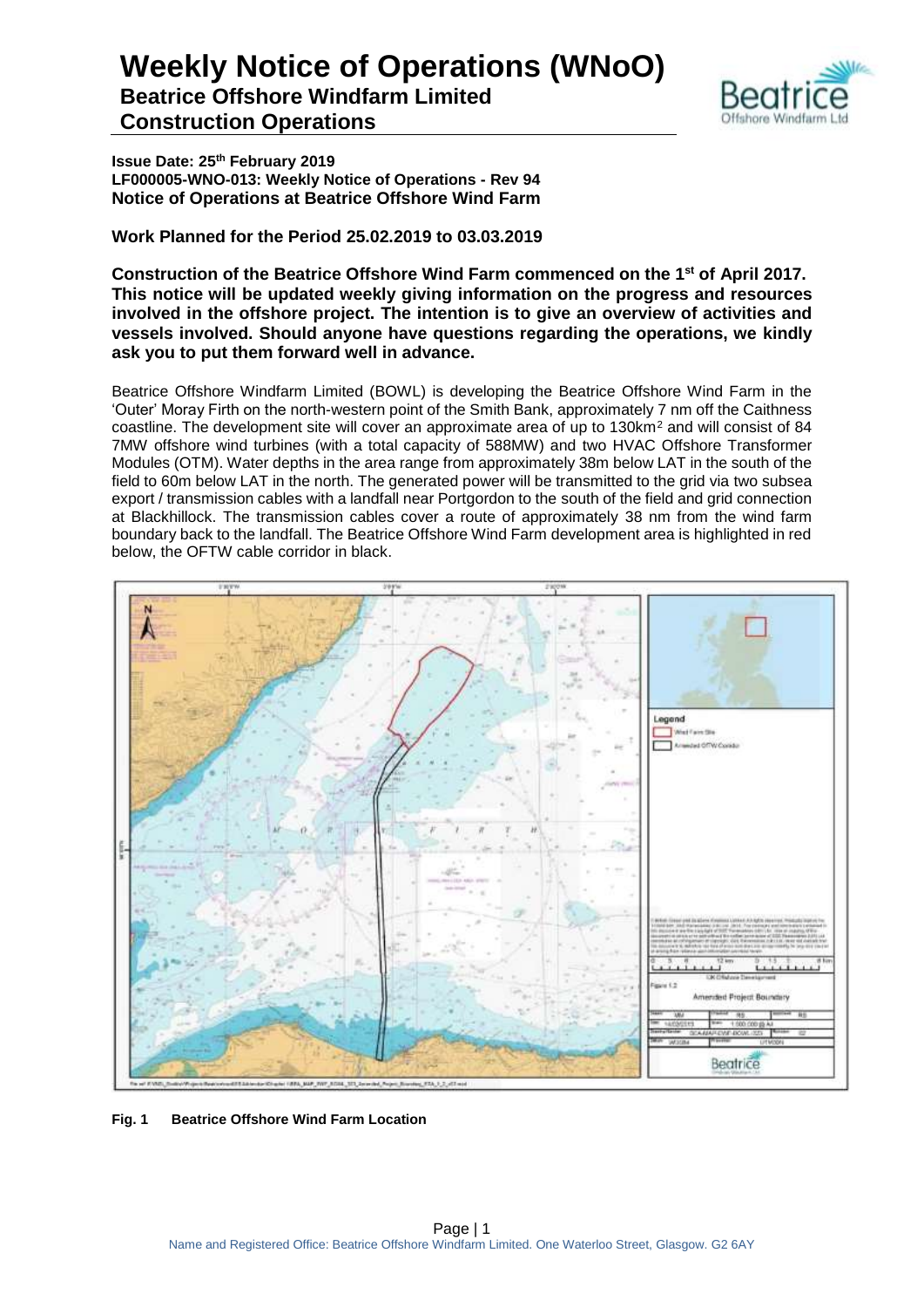# Weekly Notice of Operations (WNoO)

## Beatrice Offshore Windfarm Limited
## Construction Operations

**Issue Date: 25th February 2019**
**LF000005-WNO-013: Weekly Notice of Operations - Rev 94**
**Notice of Operations at Beatrice Offshore Wind Farm**

**Work Planned for the Period 25.02.2019 to 03.03.2019**

**Construction of the Beatrice Offshore Wind Farm commenced on the 1st of April 2017. This notice will be updated weekly giving information on the progress and resources involved in the offshore project. The intention is to give an overview of activities and vessels involved. Should anyone have questions regarding the operations, we kindly ask you to put them forward well in advance.**

Beatrice Offshore Windfarm Limited (BOWL) is developing the Beatrice Offshore Wind Farm in the 'Outer' Moray Firth on the north-western point of the Smith Bank, approximately 7 nm off the Caithness coastline. The development site will cover an approximate area of up to 130km$^2$ and will consist of 84 7MW offshore wind turbines (with a total capacity of 588MW) and two HVAC Offshore Transformer Modules (OTM). Water depths in the area range from approximately 38m below LAT in the south of the field to 60m below LAT in the north. The generated power will be transmitted to the grid via two subsea export / transmission cables with a landfall near Portgordon to the south of the field and grid connection at Blackhillock. The transmission cables cover a route of approximately 38 nm from the wind farm boundary back to the landfall. The Beatrice Offshore Wind Farm development area is highlighted in red below, the OFTW cable corridor in black.

**Fig. 1 Beatrice Offshore Wind Farm Location**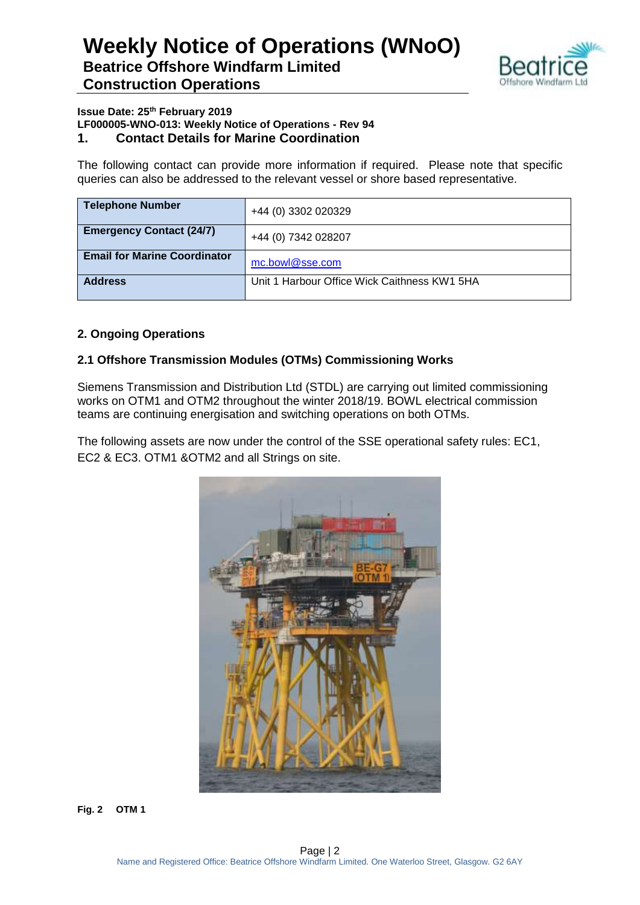# Weekly Notice of Operations (WNoO)
## Beatrice Offshore Windfarm Limited
## Construction Operations

**Issue Date: 25th February 2019**
**LF000005-WNO-013: Weekly Notice of Operations - Rev 94**

## 1. Contact Details for Marine Coordination

The following contact can provide more information if required. Please note that specific queries can also be addressed to the relevant vessel or shore based representative.

| **Telephone Number** | +44 (0) 3302 020329 |
|---|---|
| **Emergency Contact (24/7)** | +44 (0) 7342 028207 |
| **Email for Marine Coordinator** | mc.bowl@sse.com |
| **Address** | Unit 1 Harbour Office Wick Caithness KW1 5HA |

## 2. Ongoing Operations

### 2.1 Offshore Transmission Modules (OTMs) Commissioning Works

Siemens Transmission and Distribution Ltd (STDL) are carrying out limited commissioning works on OTM1 and OTM2 throughout the winter 2018/19. BOWL electrical commission teams are continuing energisation and switching operations on both OTMs.

The following assets are now under the control of the SSE operational safety rules: EC1, EC2 & EC3. OTM1 &OTM2 and all Strings on site.

**Fig. 2 OTM 1**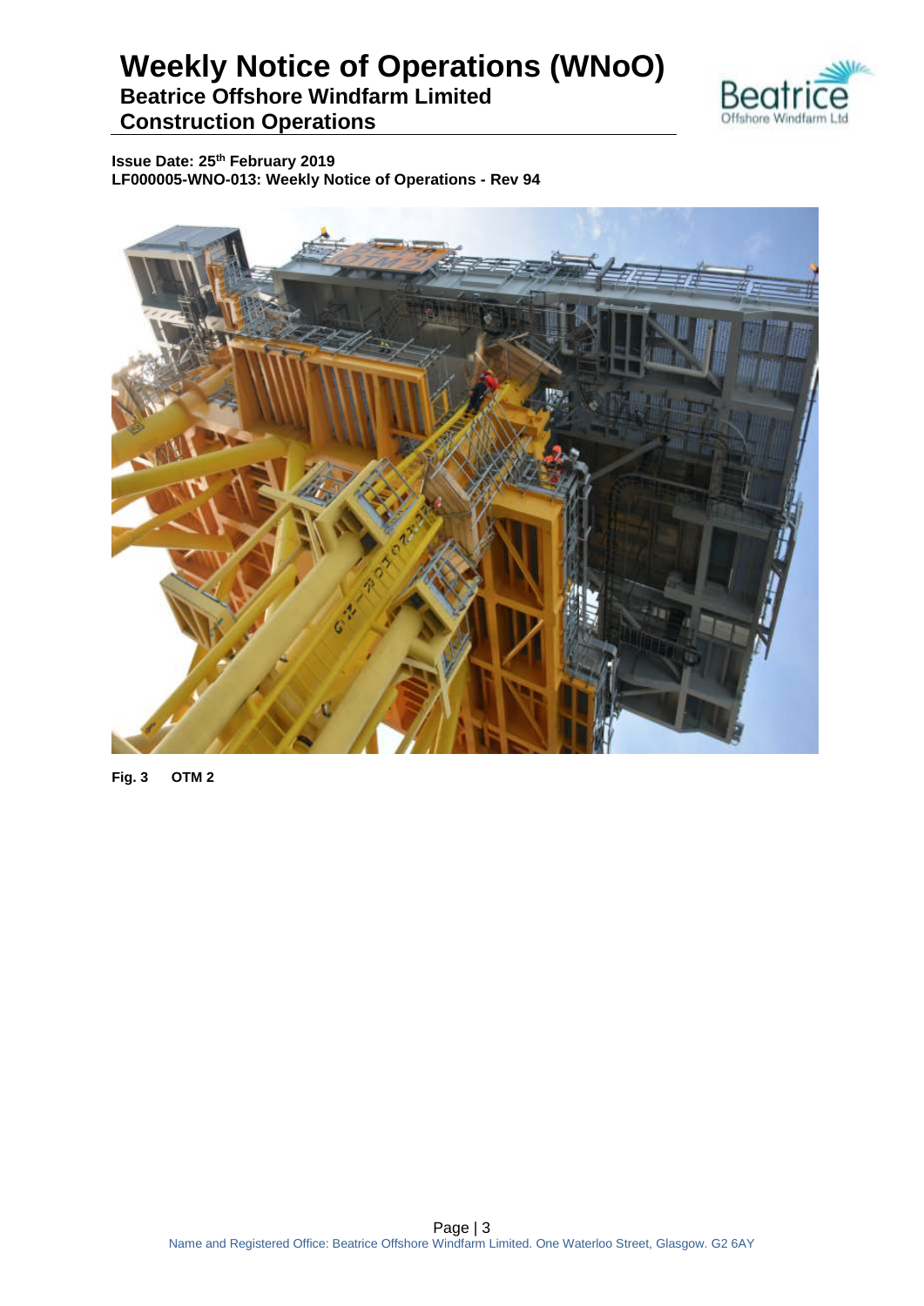Fig. 3 OTM 2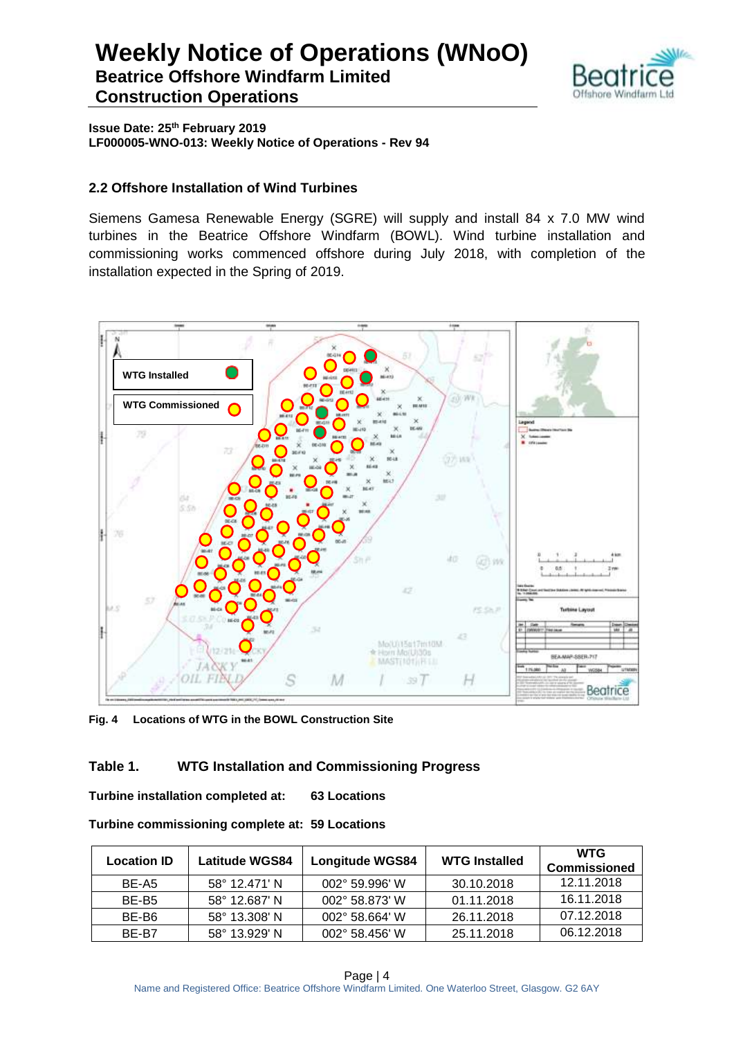**Issue Date: 25th February 2019**
**LF000005-WNO-013: Weekly Notice of Operations - Rev 94**

## 2.2 Offshore Installation of Wind Turbines

Siemens Gamesa Renewable Energy (SGRE) will supply and install 84 x 7.0 MW wind turbines in the Beatrice Offshore Windfarm (BOWL). Wind turbine installation and commissioning works commenced offshore during July 2018, with completion of the installation expected in the Spring of 2019.

**Fig. 4 Locations of WTG in the BOWL Construction Site**

### Table 1. WTG Installation and Commissioning Progress

**Turbine installation completed at: 63 Locations**

**Turbine commissioning complete at: 59 Locations**

| Location ID | Latitude WGS84 | Longitude WGS84 | WTG Installed | WTG Commissioned |
|---|---|---|---|---|
| BE-A5 | 58° 12.471' N | 002° 59.996' W | 30.10.2018 | 12.11.2018 |
| BE-B5 | 58° 12.687' N | 002° 58.873' W | 01.11.2018 | 16.11.2018 |
| BE-B6 | 58° 13.308' N | 002° 58.664' W | 26.11.2018 | 07.12.2018 |
| BE-B7 | 58° 13.929' N | 002° 58.456' W | 25.11.2018 | 06.12.2018 |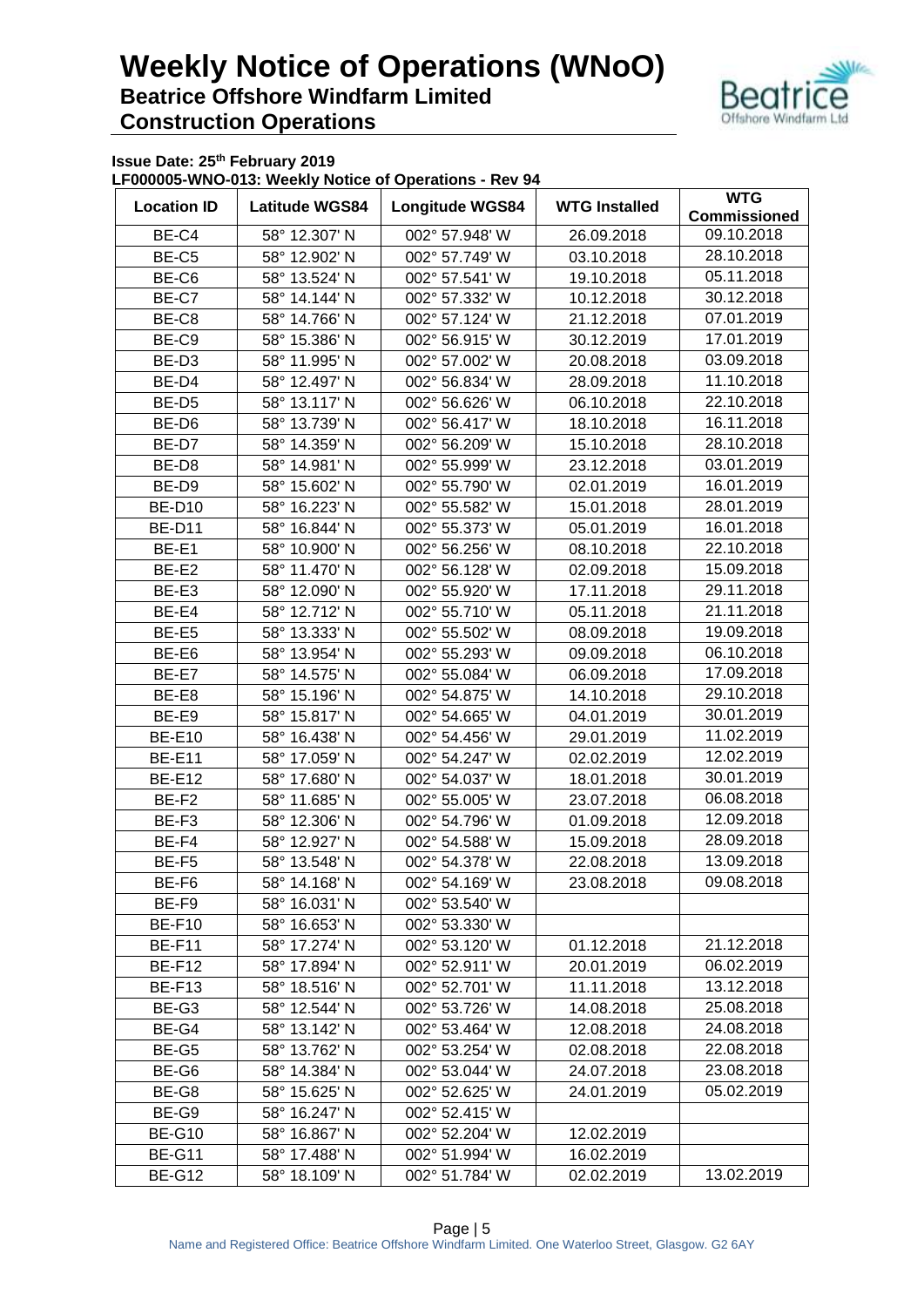# Weekly Notice of Operations (WNoO)

## Beatrice Offshore Windfarm Limited

## Construction Operations

**Issue Date: 25th February 2019**

**LF000005-WNO-013: Weekly Notice of Operations - Rev 94**

| Location ID | Latitude WGS84 | Longitude WGS84 | WTG Installed | WTG Commissioned |
|---|---|---|---|---|
| BE-C4 | 58° 12.307' N | 002° 57.948' W | 26.09.2018 | 09.10.2018 |
| BE-C5 | 58° 12.902' N | 002° 57.749' W | 03.10.2018 | 28.10.2018 |
| BE-C6 | 58° 13.524' N | 002° 57.541' W | 19.10.2018 | 05.11.2018 |
| BE-C7 | 58° 14.144' N | 002° 57.332' W | 10.12.2018 | 30.12.2018 |
| BE-C8 | 58° 14.766' N | 002° 57.124' W | 21.12.2018 | 07.01.2019 |
| BE-C9 | 58° 15.386' N | 002° 56.915' W | 30.12.2019 | 17.01.2019 |
| BE-D3 | 58° 11.995' N | 002° 57.002' W | 20.08.2018 | 03.09.2018 |
| BE-D4 | 58° 12.497' N | 002° 56.834' W | 28.09.2018 | 11.10.2018 |
| BE-D5 | 58° 13.117' N | 002° 56.626' W | 06.10.2018 | 22.10.2018 |
| BE-D6 | 58° 13.739' N | 002° 56.417' W | 18.10.2018 | 16.11.2018 |
| BE-D7 | 58° 14.359' N | 002° 56.209' W | 15.10.2018 | 28.10.2018 |
| BE-D8 | 58° 14.981' N | 002° 55.999' W | 23.12.2018 | 03.01.2019 |
| BE-D9 | 58° 15.602' N | 002° 55.790' W | 02.01.2019 | 16.01.2019 |
| BE-D10 | 58° 16.223' N | 002° 55.582' W | 15.01.2018 | 28.01.2019 |
| BE-D11 | 58° 16.844' N | 002° 55.373' W | 05.01.2019 | 16.01.2018 |
| BE-E1 | 58° 10.900' N | 002° 56.256' W | 08.10.2018 | 22.10.2018 |
| BE-E2 | 58° 11.470' N | 002° 56.128' W | 02.09.2018 | 15.09.2018 |
| BE-E3 | 58° 12.090' N | 002° 55.920' W | 17.11.2018 | 29.11.2018 |
| BE-E4 | 58° 12.712' N | 002° 55.710' W | 05.11.2018 | 21.11.2018 |
| BE-E5 | 58° 13.333' N | 002° 55.502' W | 08.09.2018 | 19.09.2018 |
| BE-E6 | 58° 13.954' N | 002° 55.293' W | 09.09.2018 | 06.10.2018 |
| BE-E7 | 58° 14.575' N | 002° 55.084' W | 06.09.2018 | 17.09.2018 |
| BE-E8 | 58° 15.196' N | 002° 54.875' W | 14.10.2018 | 29.10.2018 |
| BE-E9 | 58° 15.817' N | 002° 54.665' W | 04.01.2019 | 30.01.2019 |
| BE-E10 | 58° 16.438' N | 002° 54.456' W | 29.01.2019 | 11.02.2019 |
| BE-E11 | 58° 17.059' N | 002° 54.247' W | 02.02.2019 | 12.02.2019 |
| BE-E12 | 58° 17.680' N | 002° 54.037' W | 18.01.2018 | 30.01.2019 |
| BE-F2 | 58° 11.685' N | 002° 55.005' W | 23.07.2018 | 06.08.2018 |
| BE-F3 | 58° 12.306' N | 002° 54.796' W | 01.09.2018 | 12.09.2018 |
| BE-F4 | 58° 12.927' N | 002° 54.588' W | 15.09.2018 | 28.09.2018 |
| BE-F5 | 58° 13.548' N | 002° 54.378' W | 22.08.2018 | 13.09.2018 |
| BE-F6 | 58° 14.168' N | 002° 54.169' W | 23.08.2018 | 09.08.2018 |
| BE-F9 | 58° 16.031' N | 002° 53.540' W | | |
| BE-F10 | 58° 16.653' N | 002° 53.330' W | | |
| BE-F11 | 58° 17.274' N | 002° 53.120' W | 01.12.2018 | 21.12.2018 |
| BE-F12 | 58° 17.894' N | 002° 52.911' W | 20.01.2019 | 06.02.2019 |
| BE-F13 | 58° 18.516' N | 002° 52.701' W | 11.11.2018 | 13.12.2018 |
| BE-G3 | 58° 12.544' N | 002° 53.726' W | 14.08.2018 | 25.08.2018 |
| BE-G4 | 58° 13.142' N | 002° 53.464' W | 12.08.2018 | 24.08.2018 |
| BE-G5 | 58° 13.762' N | 002° 53.254' W | 02.08.2018 | 22.08.2018 |
| BE-G6 | 58° 14.384' N | 002° 53.044' W | 24.07.2018 | 23.08.2018 |
| BE-G8 | 58° 15.625' N | 002° 52.625' W | 24.01.2019 | 05.02.2019 |
| BE-G9 | 58° 16.247' N | 002° 52.415' W | | |
| BE-G10 | 58° 16.867' N | 002° 52.204' W | 12.02.2019 | |
| BE-G11 | 58° 17.488' N | 002° 51.994' W | 16.02.2019 | |
| BE-G12 | 58° 18.109' N | 002° 51.784' W | 02.02.2019 | 13.02.2019 |

Name and Registered Office: Beatrice Offshore Windfarm Limited. One Waterloo Street, Glasgow. G2 6AY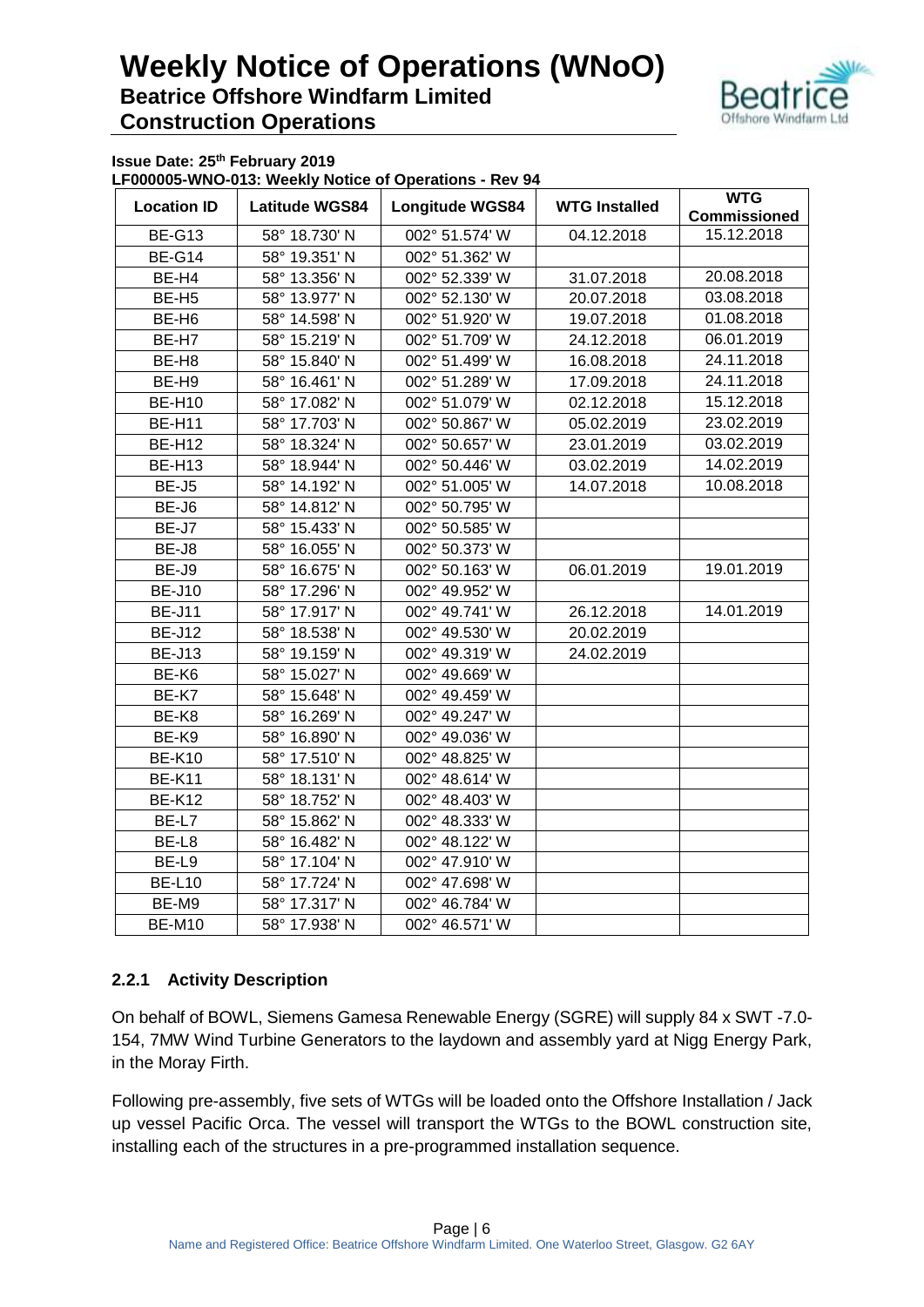| Location ID | Latitude WGS84 | Longitude WGS84 | WTG Installed | WTG Commissioned |
|---|---|---|---|---|
| BE-G13 | 58° 18.730' N | 002° 51.574' W | 04.12.2018 | 15.12.2018 |
| BE-G14 | 58° 19.351' N | 002° 51.362' W | | |
| BE-H4 | 58° 13.356' N | 002° 52.339' W | 31.07.2018 | 20.08.2018 |
| BE-H5 | 58° 13.977' N | 002° 52.130' W | 20.07.2018 | 03.08.2018 |
| BE-H6 | 58° 14.598' N | 002° 51.920' W | 19.07.2018 | 01.08.2018 |
| BE-H7 | 58° 15.219' N | 002° 51.709' W | 24.12.2018 | 06.01.2019 |
| BE-H8 | 58° 15.840' N | 002° 51.499' W | 16.08.2018 | 24.11.2018 |
| BE-H9 | 58° 16.461' N | 002° 51.289' W | 17.09.2018 | 24.11.2018 |
| BE-H10 | 58° 17.082' N | 002° 51.079' W | 02.12.2018 | 15.12.2018 |
| BE-H11 | 58° 17.703' N | 002° 50.867' W | 05.02.2019 | 23.02.2019 |
| BE-H12 | 58° 18.324' N | 002° 50.657' W | 23.01.2019 | 03.02.2019 |
| BE-H13 | 58° 18.944' N | 002° 50.446' W | 03.02.2019 | 14.02.2019 |
| BE-J5 | 58° 14.192' N | 002° 51.005' W | 14.07.2018 | 10.08.2018 |
| BE-J6 | 58° 14.812' N | 002° 50.795' W | | |
| BE-J7 | 58° 15.433' N | 002° 50.585' W | | |
| BE-J8 | 58° 16.055' N | 002° 50.373' W | | |
| BE-J9 | 58° 16.675' N | 002° 50.163' W | 06.01.2019 | 19.01.2019 |
| BE-J10 | 58° 17.296' N | 002° 49.952' W | | |
| BE-J11 | 58° 17.917' N | 002° 49.741' W | 26.12.2018 | 14.01.2019 |
| BE-J12 | 58° 18.538' N | 002° 49.530' W | 20.02.2019 | |
| BE-J13 | 58° 19.159' N | 002° 49.319' W | 24.02.2019 | |
| BE-K6 | 58° 15.027' N | 002° 49.669' W | | |
| BE-K7 | 58° 15.648' N | 002° 49.459' W | | |
| BE-K8 | 58° 16.269' N | 002° 49.247' W | | |
| BE-K9 | 58° 16.890' N | 002° 49.036' W | | |
| BE-K10 | 58° 17.510' N | 002° 48.825' W | | |
| BE-K11 | 58° 18.131' N | 002° 48.614' W | | |
| BE-K12 | 58° 18.752' N | 002° 48.403' W | | |
| BE-L7 | 58° 15.862' N | 002° 48.333' W | | |
| BE-L8 | 58° 16.482' N | 002° 48.122' W | | |
| BE-L9 | 58° 17.104' N | 002° 47.910' W | | |
| BE-L10 | 58° 17.724' N | 002° 47.698' W | | |
| BE-M9 | 58° 17.317' N | 002° 46.784' W | | |
| BE-M10 | 58° 17.938' N | 002° 46.571' W | | |

### 2.2.1 Activity Description

On behalf of BOWL, Siemens Gamesa Renewable Energy (SGRE) will supply 84 x SWT -7.0-154, 7MW Wind Turbine Generators to the laydown and assembly yard at Nigg Energy Park, in the Moray Firth.

Following pre-assembly, five sets of WTGs will be loaded onto the Offshore Installation / Jack up vessel Pacific Orca. The vessel will transport the WTGs to the BOWL construction site, installing each of the structures in a pre-programmed installation sequence.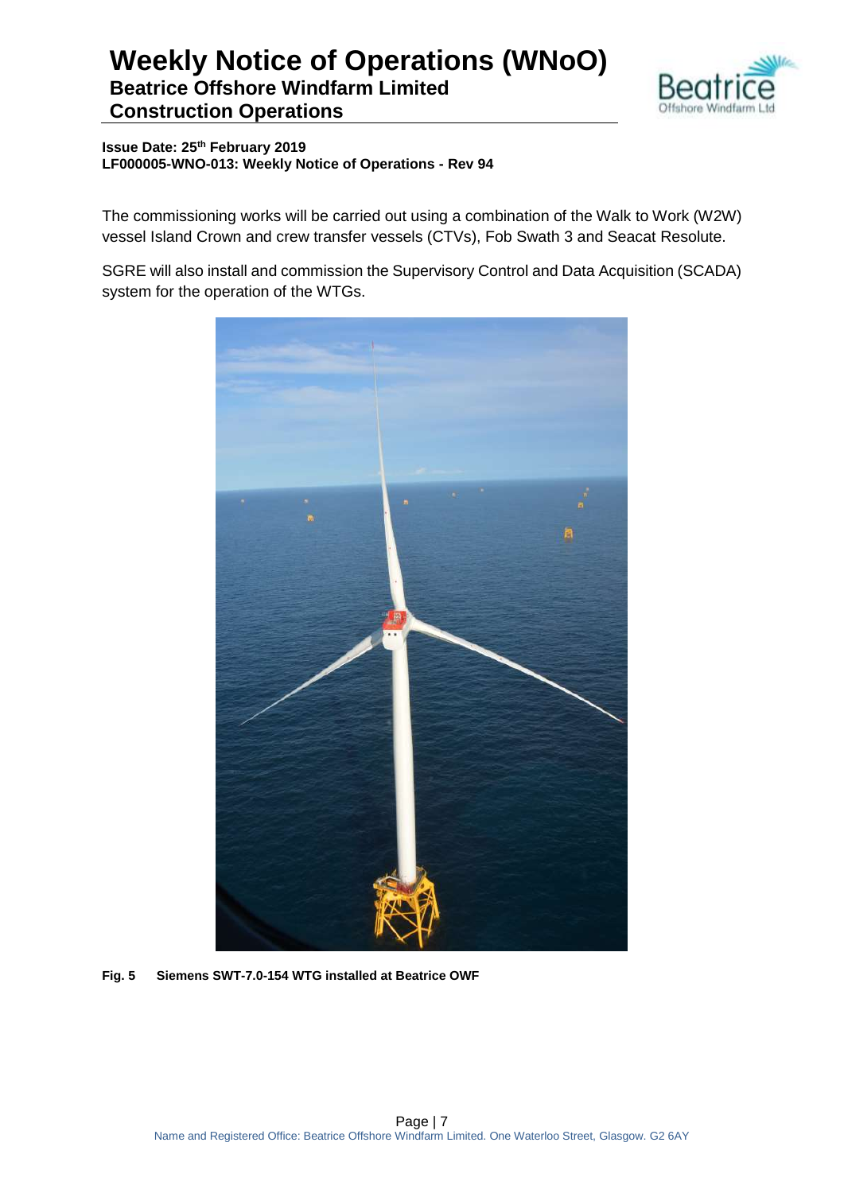The commissioning works will be carried out using a combination of the Walk to Work (W2W) vessel Island Crown and crew transfer vessels (CTVs), Fob Swath 3 and Seacat Resolute.

SGRE will also install and commission the Supervisory Control and Data Acquisition (SCADA) system for the operation of the WTGs.

**Fig. 5 Siemens SWT-7.0-154 WTG installed at Beatrice OWF**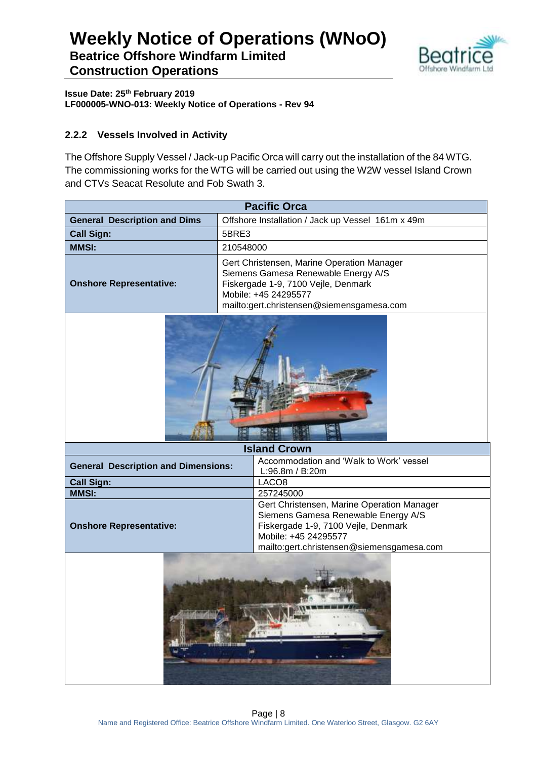**Issue Date: 25th February 2019**
**LF000005-WNO-013: Weekly Notice of Operations - Rev 94**

### 2.2.2 Vessels Involved in Activity

The Offshore Supply Vessel / Jack-up Pacific Orca will carry out the installation of the 84 WTG. The commissioning works for the WTG will be carried out using the W2W vessel Island Crown and CTVs Seacat Resolute and Fob Swath 3.

| Pacific Orca | |
|---|---|
| **General Description and Dims** | Offshore Installation / Jack up Vessel 161m x 49m |
| **Call Sign:** | 5BRE3 |
| **MMSI:** | 210548000 |
| **Onshore Representative:** | Gert Christensen, Marine Operation Manager<br>Siemens Gamesa Renewable Energy A/S<br>Fiskergade 1-9, 7100 Vejle, Denmark<br>Mobile: +45 24295577<br>mailto:gert.christensen@siemensgamesa.com |

| Island Crown | |
|---|---|
| **General Description and Dimensions:** | Accommodation and 'Walk to Work' vessel<br>L:96.8m / B:20m |
| **Call Sign:** | LACO8 |
| **MMSI:** | 257245000 |
| **Onshore Representative:** | Gert Christensen, Marine Operation Manager<br>Siemens Gamesa Renewable Energy A/S<br>Fiskergade 1-9, 7100 Vejle, Denmark<br>Mobile: +45 24295577<br>mailto:gert.christensen@siemensgamesa.com |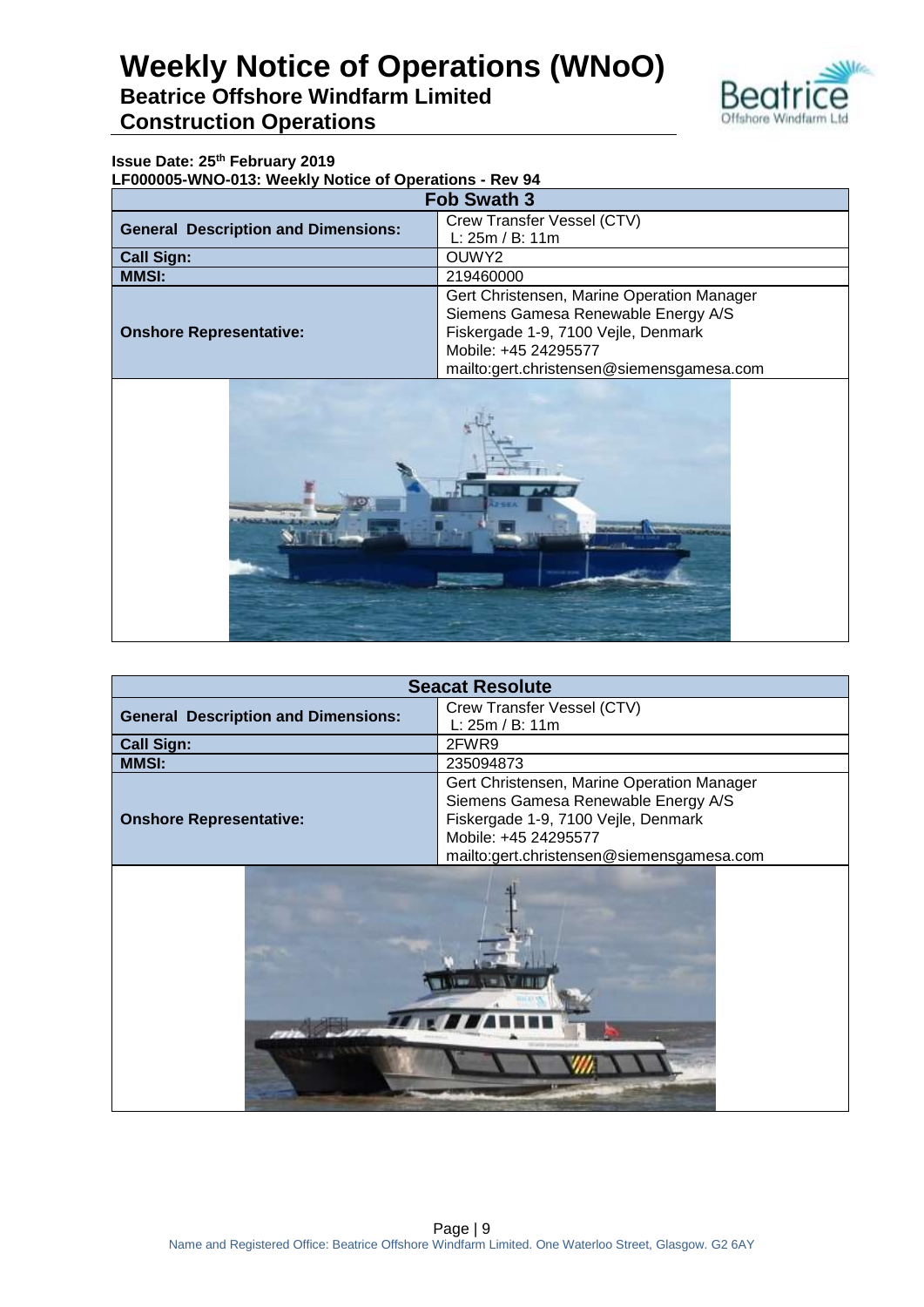| Fob Swath 3 | |
|---|---|
| **General Description and Dimensions:** | Crew Transfer Vessel (CTV)<br>L: 25m / B: 11m |
| **Call Sign:** | OUWY2 |
| **MMSI:** | 219460000 |
| **Onshore Representative:** | Gert Christensen, Marine Operation Manager<br>Siemens Gamesa Renewable Energy A/S<br>Fiskergade 1-9, 7100 Vejle, Denmark<br>Mobile: +45 24295577<br>mailto:gert.christensen@siemensgamesa.com |

| Seacat Resolute | |
|---|---|
| **General Description and Dimensions:** | Crew Transfer Vessel (CTV)<br>L: 25m / B: 11m |
| **Call Sign:** | 2FWR9 |
| **MMSI:** | 235094873 |
| **Onshore Representative:** | Gert Christensen, Marine Operation Manager<br>Siemens Gamesa Renewable Energy A/S<br>Fiskergade 1-9, 7100 Vejle, Denmark<br>Mobile: +45 24295577<br>mailto:gert.christensen@siemensgamesa.com |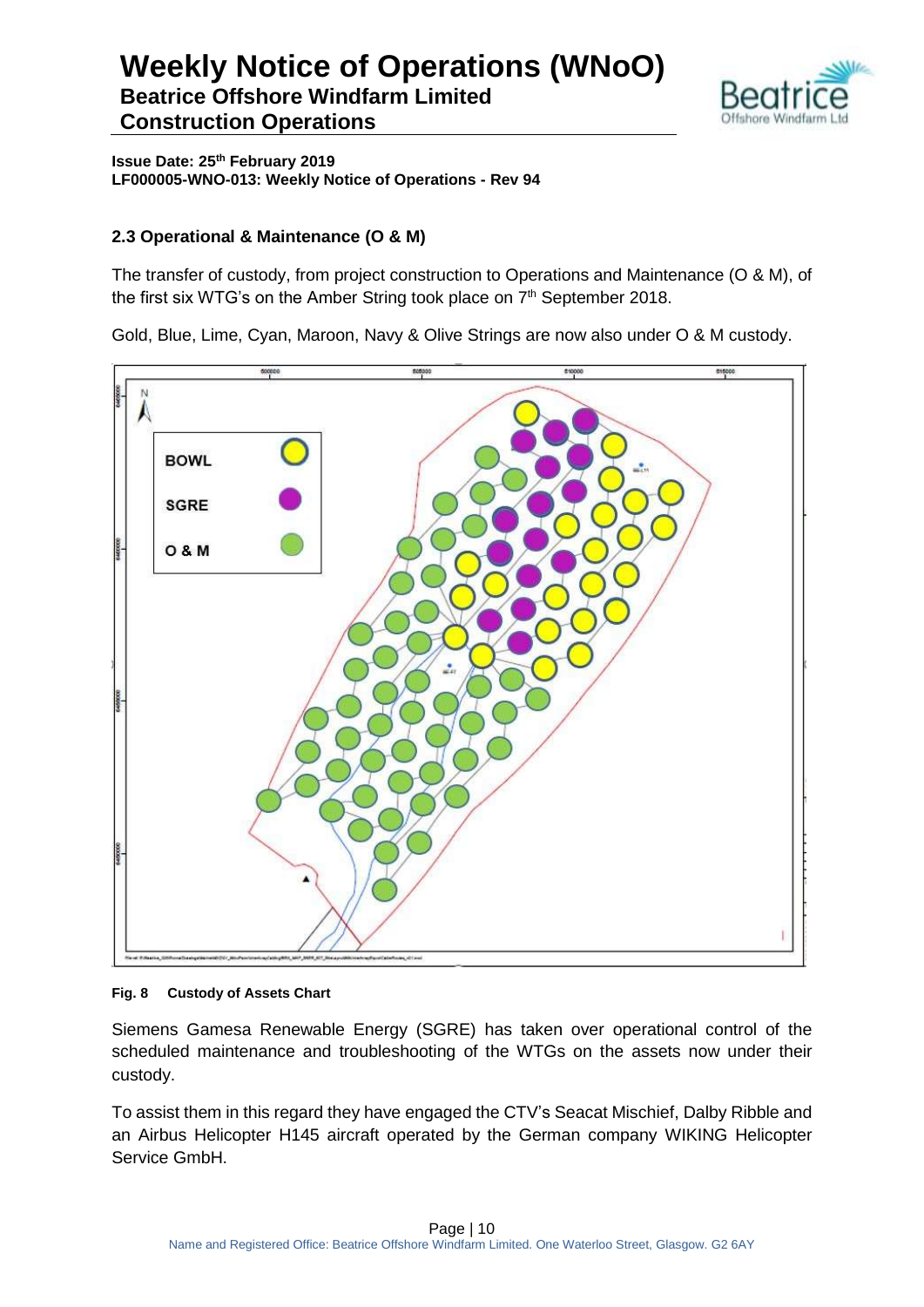## 2.3 Operational & Maintenance (O & M)

The transfer of custody, from project construction to Operations and Maintenance (O & M), of the first six WTG's on the Amber String took place on 7th September 2018.

Gold, Blue, Lime, Cyan, Maroon, Navy & Olive Strings are now also under O & M custody.

**Fig. 8 Custody of Assets Chart**

Siemens Gamesa Renewable Energy (SGRE) has taken over operational control of the scheduled maintenance and troubleshooting of the WTGs on the assets now under their custody.

To assist them in this regard they have engaged the CTV's Seacat Mischief, Dalby Ribble and an Airbus Helicopter H145 aircraft operated by the German company WIKING Helicopter Service GmbH.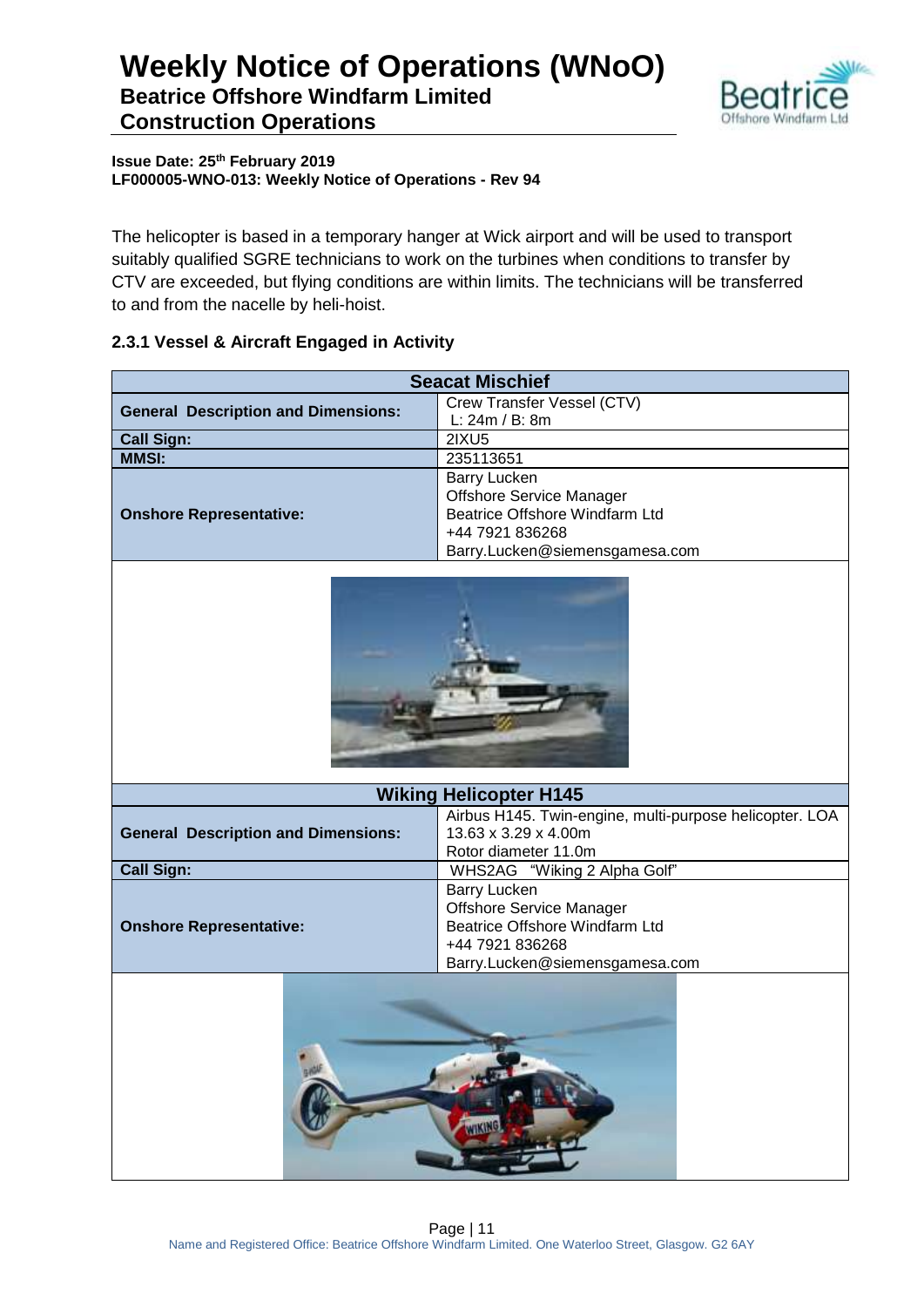The helicopter is based in a temporary hanger at Wick airport and will be used to transport suitably qualified SGRE technicians to work on the turbines when conditions to transfer by CTV are exceeded, but flying conditions are within limits. The technicians will be transferred to and from the nacelle by heli-hoist.

### 2.3.1 Vessel & Aircraft Engaged in Activity

| Seacat Mischief | |
|---|---|
| **General Description and Dimensions:** | Crew Transfer Vessel (CTV)<br>L: 24m / B: 8m |
| **Call Sign:** | 2IXU5 |
| **MMSI:** | 235113651 |
| **Onshore Representative:** | Barry Lucken<br>Offshore Service Manager<br>Beatrice Offshore Windfarm Ltd<br>+44 7921 836268<br>Barry.Lucken@siemensgamesa.com |

| Wiking Helicopter H145 | |
|---|---|
| **General Description and Dimensions:** | Airbus H145. Twin-engine, multi-purpose helicopter. LOA 13.63 x 3.29 x 4.00m<br>Rotor diameter 11.0m |
| **Call Sign:** | WHS2AG "Wiking 2 Alpha Golf" |
| **Onshore Representative:** | Barry Lucken<br>Offshore Service Manager<br>Beatrice Offshore Windfarm Ltd<br>+44 7921 836268<br>Barry.Lucken@siemensgamesa.com |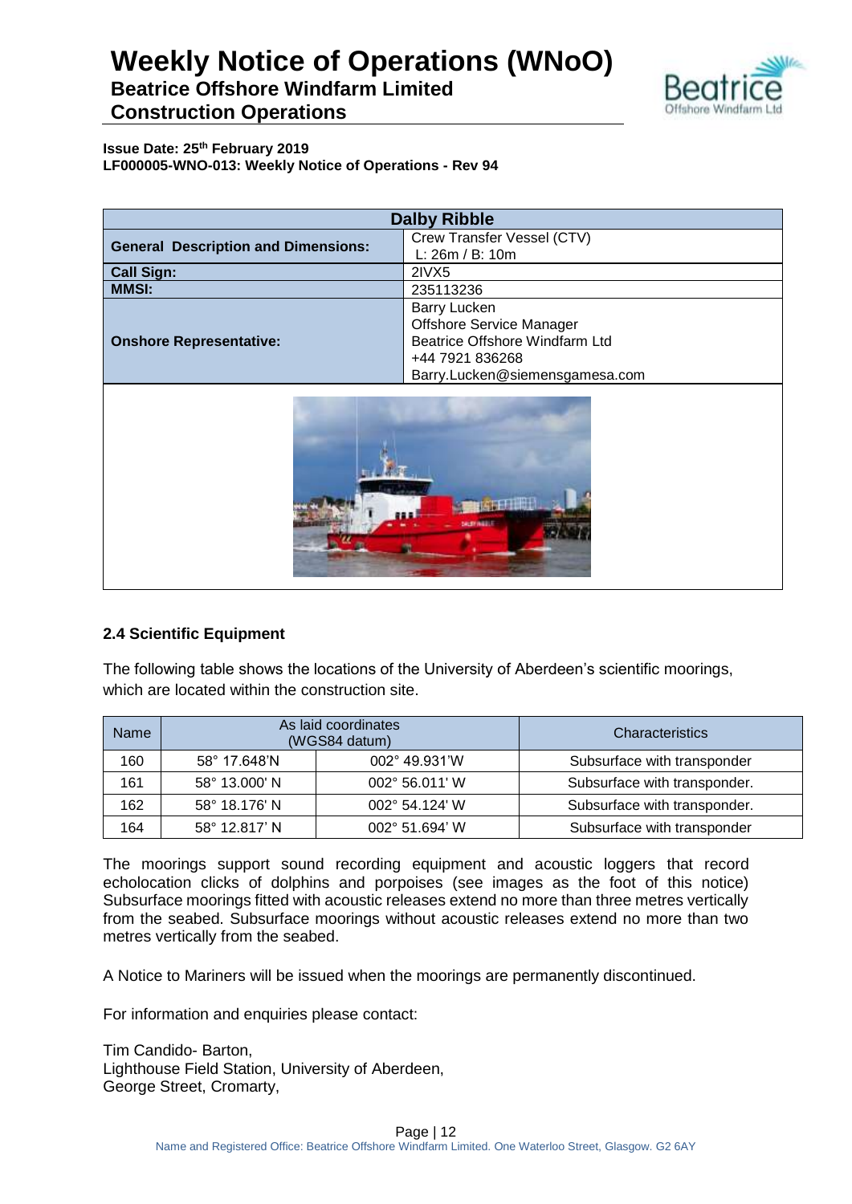| Dalby Ribble | |
|---|---|
| **General Description and Dimensions:** | Crew Transfer Vessel (CTV)<br>L: 26m / B: 10m |
| **Call Sign:** | 2IVX5 |
| **MMSI:** | 235113236 |
| **Onshore Representative:** | Barry Lucken<br>Offshore Service Manager<br>Beatrice Offshore Windfarm Ltd<br>+44 7921 836268<br>Barry.Lucken@siemensgamesa.com |

### 2.4 Scientific Equipment

The following table shows the locations of the University of Aberdeen's scientific moorings, which are located within the construction site.

| Name | As laid coordinates (WGS84 datum) | | Characteristics |
|---|---|---|---|
| 160 | 58° 17.648'N | 002° 49.931'W | Subsurface with transponder |
| 161 | 58° 13.000' N | 002° 56.011' W | Subsurface with transponder. |
| 162 | 58° 18.176' N | 002° 54.124' W | Subsurface with transponder. |
| 164 | 58° 12.817' N | 002° 51.694' W | Subsurface with transponder |

The moorings support sound recording equipment and acoustic loggers that record echolocation clicks of dolphins and porpoises (see images as the foot of this notice) Subsurface moorings fitted with acoustic releases extend no more than three metres vertically from the seabed. Subsurface moorings without acoustic releases extend no more than two metres vertically from the seabed.

A Notice to Mariners will be issued when the moorings are permanently discontinued.

For information and enquiries please contact:

Tim Candido- Barton,
Lighthouse Field Station, University of Aberdeen,
George Street, Cromarty,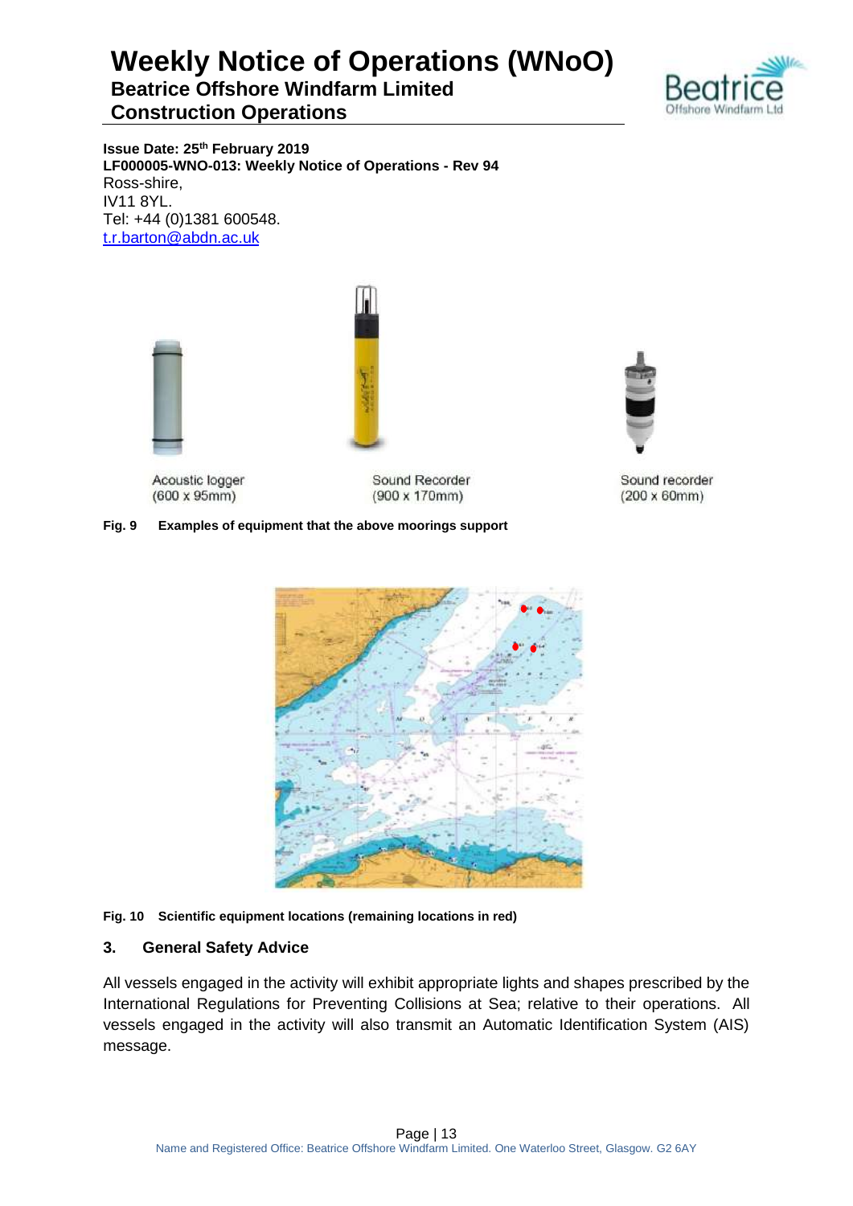**Issue Date: 25th February 2019**
**LF000005-WNO-013: Weekly Notice of Operations - Rev 94**

Ross-shire,
IV11 8YL.
Tel: +44 (0)1381 600548.
t.r.barton@abdn.ac.uk

Acoustic logger (600 x 95mm)

Sound Recorder (900 x 170mm)

Sound recorder (200 x 60mm)

**Fig. 9 Examples of equipment that the above moorings support**

**Fig. 10 Scientific equipment locations (remaining locations in red)**

## 3. General Safety Advice

All vessels engaged in the activity will exhibit appropriate lights and shapes prescribed by the International Regulations for Preventing Collisions at Sea; relative to their operations. All vessels engaged in the activity will also transmit an Automatic Identification System (AIS) message.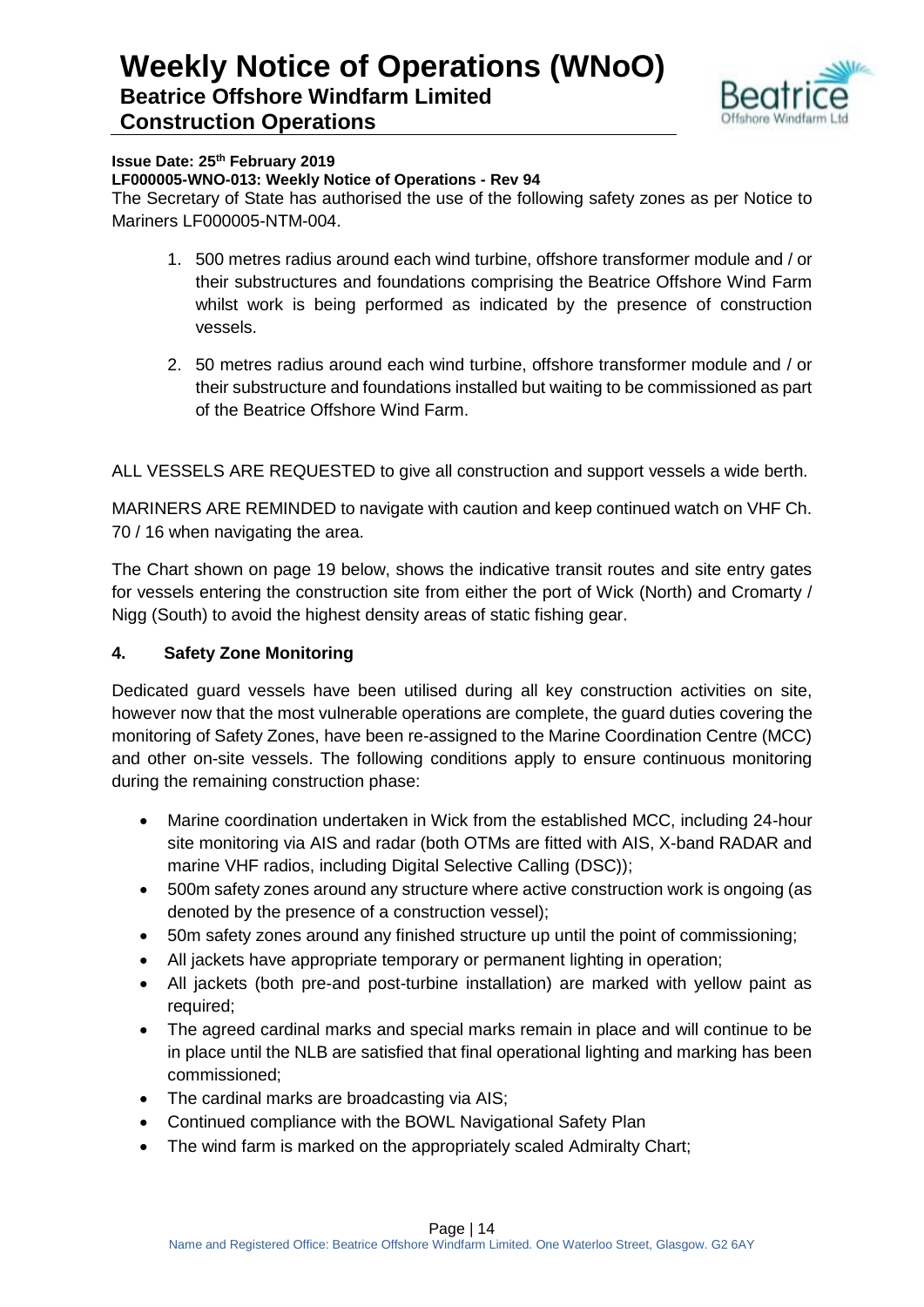**Issue Date: 25th February 2019**

**LF000005-WNO-013: Weekly Notice of Operations - Rev 94**

The Secretary of State has authorised the use of the following safety zones as per Notice to Mariners LF000005-NTM-004.

1. 500 metres radius around each wind turbine, offshore transformer module and / or their substructures and foundations comprising the Beatrice Offshore Wind Farm whilst work is being performed as indicated by the presence of construction vessels.

2. 50 metres radius around each wind turbine, offshore transformer module and / or their substructure and foundations installed but waiting to be commissioned as part of the Beatrice Offshore Wind Farm.

ALL VESSELS ARE REQUESTED to give all construction and support vessels a wide berth.

MARINERS ARE REMINDED to navigate with caution and keep continued watch on VHF Ch. 70 / 16 when navigating the area.

The Chart shown on page 19 below, shows the indicative transit routes and site entry gates for vessels entering the construction site from either the port of Wick (North) and Cromarty / Nigg (South) to avoid the highest density areas of static fishing gear.

## 4. Safety Zone Monitoring

Dedicated guard vessels have been utilised during all key construction activities on site, however now that the most vulnerable operations are complete, the guard duties covering the monitoring of Safety Zones, have been re-assigned to the Marine Coordination Centre (MCC) and other on-site vessels. The following conditions apply to ensure continuous monitoring during the remaining construction phase:

- Marine coordination undertaken in Wick from the established MCC, including 24-hour site monitoring via AIS and radar (both OTMs are fitted with AIS, X-band RADAR and marine VHF radios, including Digital Selective Calling (DSC));
- 500m safety zones around any structure where active construction work is ongoing (as denoted by the presence of a construction vessel);
- 50m safety zones around any finished structure up until the point of commissioning;
- All jackets have appropriate temporary or permanent lighting in operation;
- All jackets (both pre-and post-turbine installation) are marked with yellow paint as required;
- The agreed cardinal marks and special marks remain in place and will continue to be in place until the NLB are satisfied that final operational lighting and marking has been commissioned;
- The cardinal marks are broadcasting via AIS;
- Continued compliance with the BOWL Navigational Safety Plan
- The wind farm is marked on the appropriately scaled Admiralty Chart;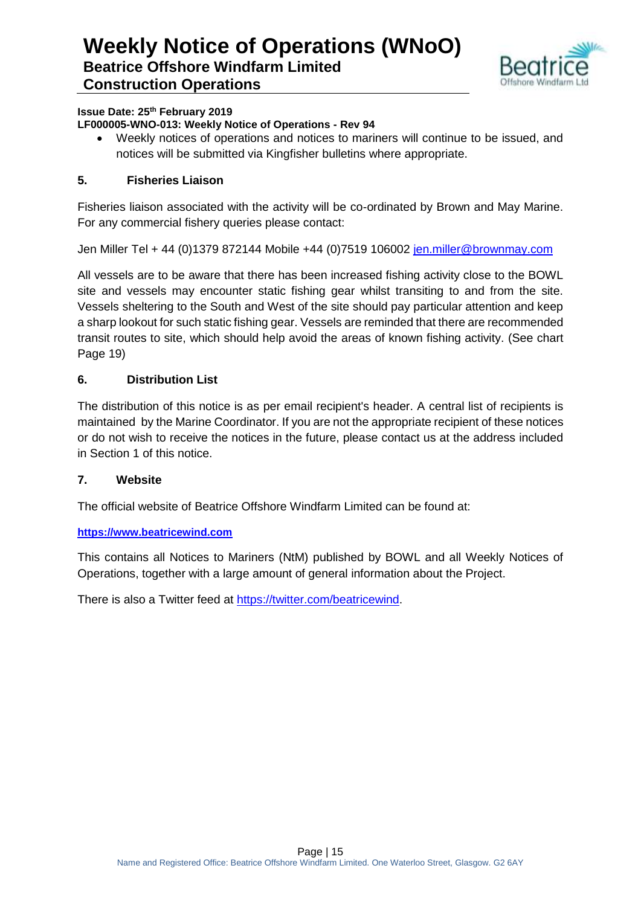- Weekly notices of operations and notices to mariners will continue to be issued, and notices will be submitted via Kingfisher bulletins where appropriate.

## 5. Fisheries Liaison

Fisheries liaison associated with the activity will be co-ordinated by Brown and May Marine. For any commercial fishery queries please contact:

Jen Miller Tel + 44 (0)1379 872144 Mobile +44 (0)7519 106002 jen.miller@brownmay.com

All vessels are to be aware that there has been increased fishing activity close to the BOWL site and vessels may encounter static fishing gear whilst transiting to and from the site. Vessels sheltering to the South and West of the site should pay particular attention and keep a sharp lookout for such static fishing gear. Vessels are reminded that there are recommended transit routes to site, which should help avoid the areas of known fishing activity. (See chart Page 19)

## 6. Distribution List

The distribution of this notice is as per email recipient's header. A central list of recipients is maintained by the Marine Coordinator. If you are not the appropriate recipient of these notices or do not wish to receive the notices in the future, please contact us at the address included in Section 1 of this notice.

## 7. Website

The official website of Beatrice Offshore Windfarm Limited can be found at:

**https://www.beatricewind.com**

This contains all Notices to Mariners (NtM) published by BOWL and all Weekly Notices of Operations, together with a large amount of general information about the Project.

There is also a Twitter feed at https://twitter.com/beatricewind.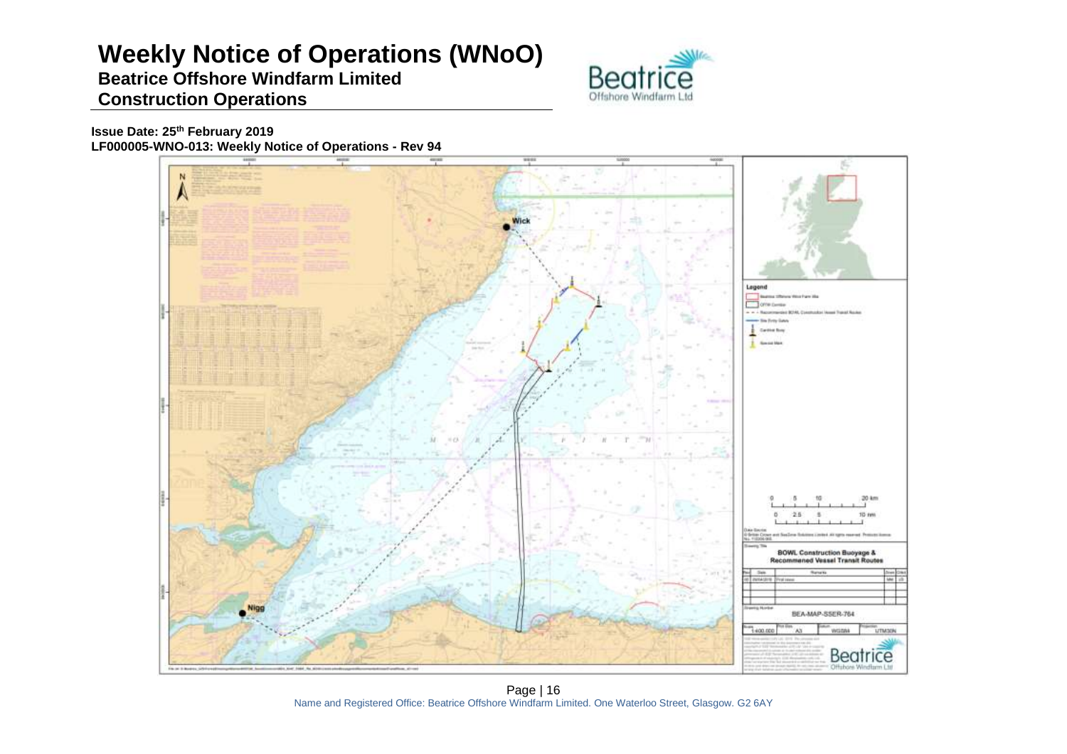# Weekly Notice of Operations (WNoO)

**Beatrice Offshore Windfarm Limited**

**Construction Operations**

**Issue Date: 25th February 2019**

**LF000005-WNO-013: Weekly Notice of Operations - Rev 94**

Name and Registered Office: Beatrice Offshore Windfarm Limited. One Waterloo Street, Glasgow. G2 6AY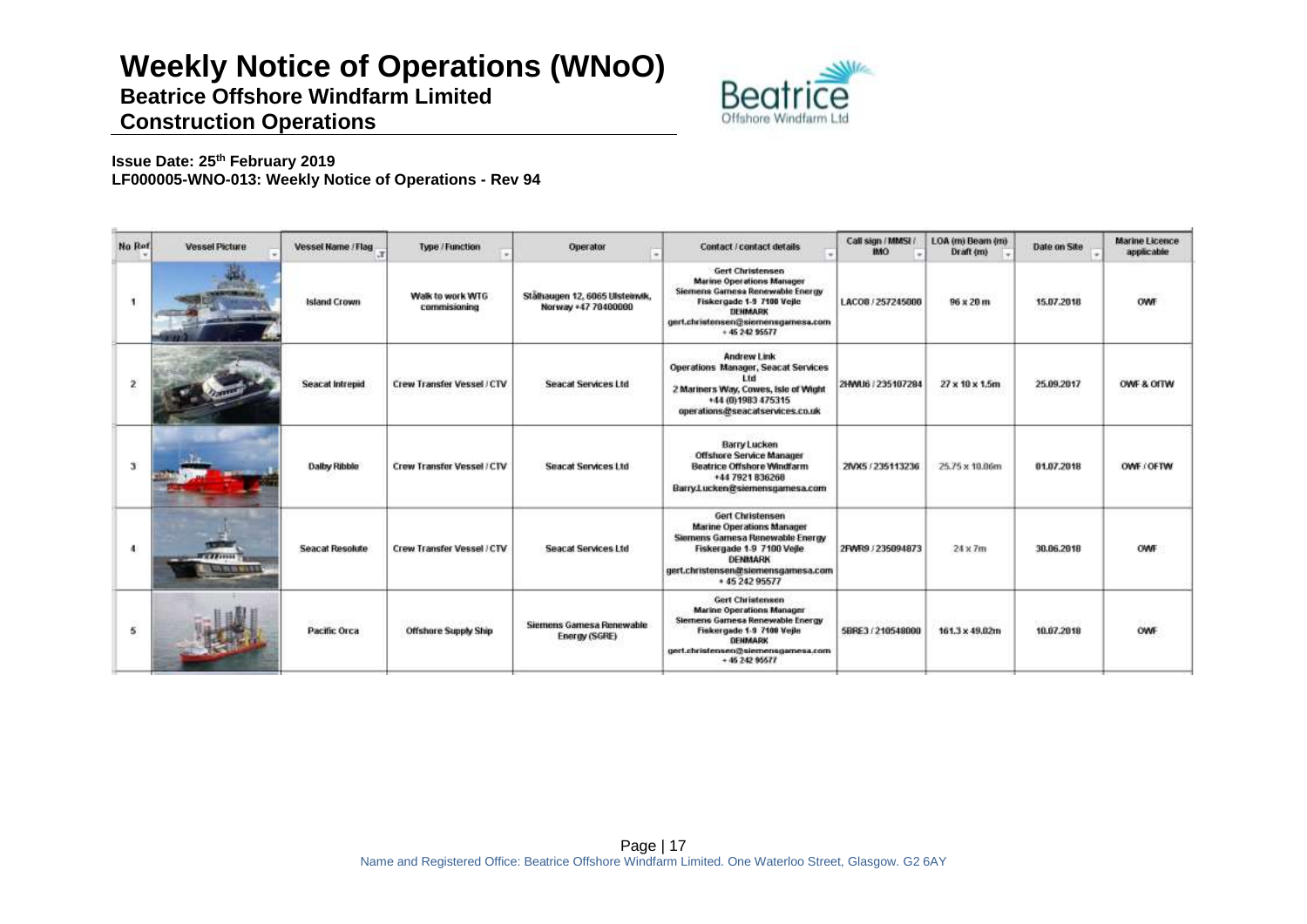# Weekly Notice of Operations (WNoO)

**Beatrice Offshore Windfarm Limited**

**Construction Operations**

**Issue Date: 25th February 2019**
**LF000005-WNO-013: Weekly Notice of Operations - Rev 94**

| No Ref | Vessel Picture | Vessel Name / Flag | Type / Function | Operator | Contact / contact details | Call sign / MMSI / IMO | LOA (m) Beam (m) Draft (m) | Date on Site | Marine Licence applicable |
|---|---|---|---|---|---|---|---|---|---|
| 1 | | Island Crown | Walk to work WTG commisioning | Stålhaugen 12, 6065 Ulsteinvik, Norway +47 70400000 | Gert Christensen Marine Operations Manager Siemens Gamesa Renewable Energy Fiskergade 1-9 7100 Vejle DENMARK gert.christensen@siemensgamesa.com + 45 242 95577 | LACO8 / 257245000 | 96 x 20 m | 15.07.2018 | OWF |
| 2 | | Seacat Intrepid | Crew Transfer Vessel / CTV | Seacat Services Ltd | Andrew Link Operations Manager, Seacat Services Ltd 2 Mariners Way, Cowes, Isle of Wight +44 (0)1983 475315 operations@seacatservices.co.uk | 2HWU6 / 235107284 | 27 x 10 x 1.5m | 25.09.2017 | OWF & OfTW |
| 3 | | Dalby Ribble | Crew Transfer Vessel / CTV | Seacat Services Ltd | Barry Lucken Offshore Service Manager Beatrice Offshore Windfarm +44 7921 836268 Barry.Lucken@siemensgamesa.com | 2IVX5 / 235113236 | 25.75 x 10.06m | 01.07.2018 | OWF / OFTW |
| 4 | | Seacat Resolute | Crew Transfer Vessel / CTV | Seacat Services Ltd | Gert Christensen Marine Operations Manager Siemens Gamesa Renewable Energy Fiskergade 1-9 7100 Vejle DENMARK gert.christensen@siemensgamesa.com + 45 242 95577 | 2FWR9 / 235094873 | 24 x 7m | 30.06.2018 | OWF |
| 5 | | Pacific Orca | Offshore Supply Ship | Siemens Gamesa Renewable Energy (SGRE) | Gert Christensen Marine Operations Manager Siemens Gamesa Renewable Energy Fiskergade 1-9 7100 Vejle DENMARK gert.christensen@siemensgamesa.com + 45 242 95577 | 5BRE3 / 210548000 | 161.3 x 49.02m | 10.07.2018 | OWF |

Name and Registered Office: Beatrice Offshore Windfarm Limited. One Waterloo Street, Glasgow. G2 6AY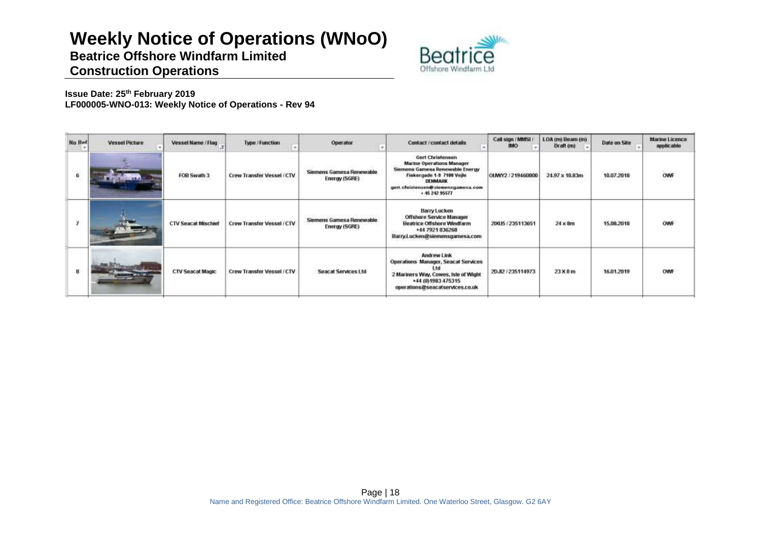# Weekly Notice of Operations (WNoO)

## Beatrice Offshore Windfarm Limited

## Construction Operations

**Issue Date: 25th February 2019**
**LF000005-WNO-013: Weekly Notice of Operations - Rev 94**

| No Ref | Vessel Picture | Vessel Name / Flag | Type / Function | Operator | Contact / contact details | Call sign / MMSI / IMO | LOA (m) Beam (m) Draft (m) | Date on Site | Marine Licence applicable |
|---|---|---|---|---|---|---|---|---|---|
| 6 | | FOB Swath 3 | Crew Transfer Vessel / CTV | Siemens Gamesa Renewable Energy (SGRE) | Gert Christensen Marine Operations Manager Siemens Gamesa Renewable Energy Fiskergade 1-9 7100 Vejle DENMARK gert.christensen@siemensgamesa.com + 45 242 95577 | OUWY2 / 219460000 | 24.97 x 10.83m | 10.07.2018 | OWF |
| 7 | | CTV Seacat Mischief | Crew Transfer Vessel / CTV | Siemens Gamesa Renewable Energy (SGRE) | Barry Lucken Offshore Service Manager Beatrice Offshore Windfarm +44 7921 836268 Barry.Lucken@siemensgamesa.com | 2IXU5 / 235113651 | 24 x 8m | 15.08.2018 | OWF |
| 8 | | CTV Seacat Magic | Crew Transfer Vessel / CTV | Seacat Services Ltd | Andrew Link Operations Manager, Seacat Services Ltd 2 Mariners Way, Cowes, Isle of Wight +44 (0)1983 475315 operations@seacatservices.co.uk | 2DJI2 / 235114973 | 23 X 8 m | 16.01.2019 | OWF |

Name and Registered Office: Beatrice Offshore Windfarm Limited. One Waterloo Street, Glasgow. G2 6AY